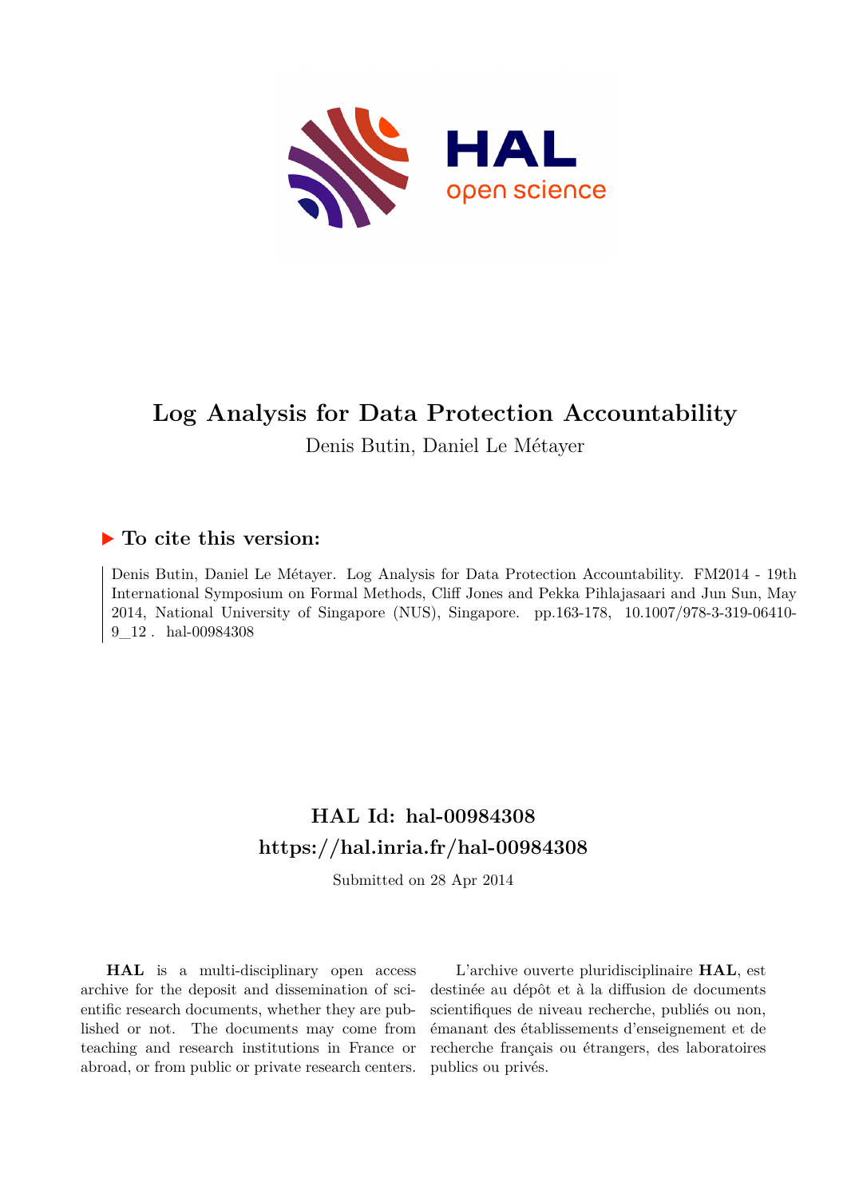# Log Analysis for Data Protection Accountability

Denis Butin, Daniel Le Métayer

## ▶ To cite this version:

Denis Butin, Daniel Le Métayer. Log Analysis for Data Protection Accountability. FM2014 - 19th International Symposium on Formal Methods, Cliff Jones and Pekka Pihlajasaari and Jun Sun, May 2014, National University of Singapore (NUS), Singapore. pp.163-178, 10.1007/978-3-319-06410-9_12 . hal-00984308

## HAL Id: hal-00984308
## https://hal.inria.fr/hal-00984308

Submitted on 28 Apr 2014

**HAL** is a multi-disciplinary open access archive for the deposit and dissemination of scientific research documents, whether they are published or not. The documents may come from teaching and research institutions in France or abroad, or from public or private research centers.

L'archive ouverte pluridisciplinaire **HAL**, est destinée au dépôt et à la diffusion de documents scientifiques de niveau recherche, publiés ou non, émanant des établissements d'enseignement et de recherche français ou étrangers, des laboratoires publics ou privés.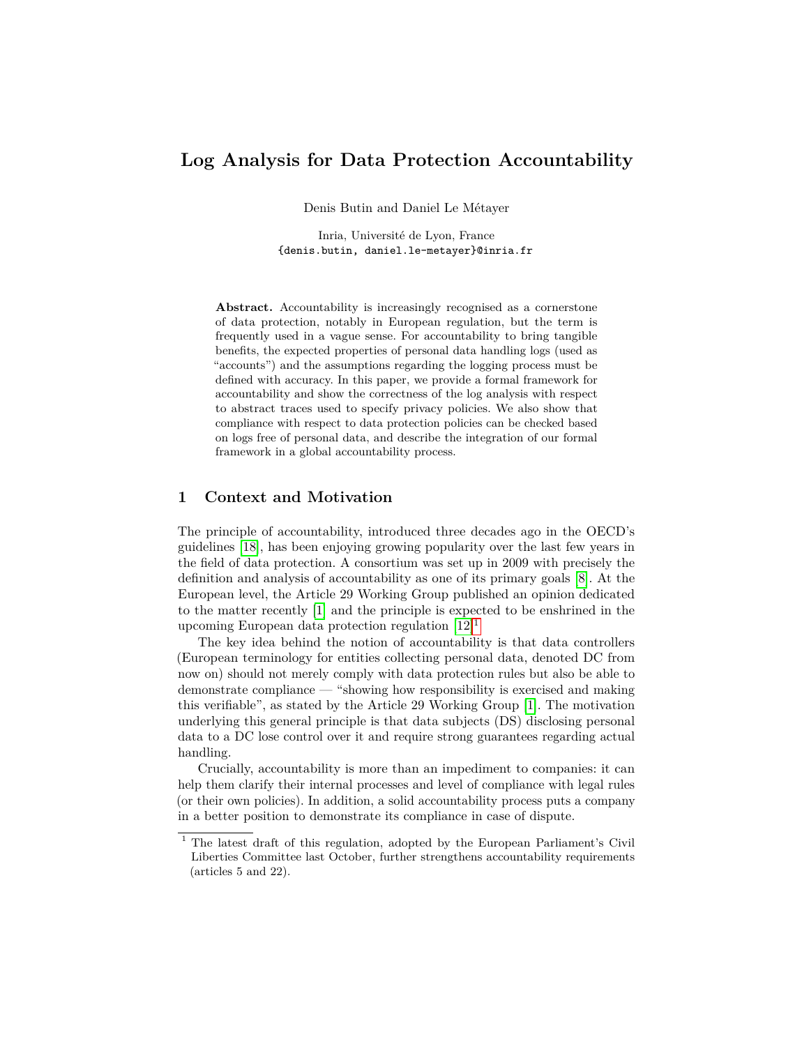# Log Analysis for Data Protection Accountability

Denis Butin and Daniel Le Métayer

Inria, Université de Lyon, France
{denis.butin, daniel.le-metayer}@inria.fr

**Abstract.** Accountability is increasingly recognised as a cornerstone of data protection, notably in European regulation, but the term is frequently used in a vague sense. For accountability to bring tangible benefits, the expected properties of personal data handling logs (used as "accounts") and the assumptions regarding the logging process must be defined with accuracy. In this paper, we provide a formal framework for accountability and show the correctness of the log analysis with respect to abstract traces used to specify privacy policies. We also show that compliance with respect to data protection policies can be checked based on logs free of personal data, and describe the integration of our formal framework in a global accountability process.

## 1 Context and Motivation

The principle of accountability, introduced three decades ago in the OECD's guidelines [18], has been enjoying growing popularity over the last few years in the field of data protection. A consortium was set up in 2009 with precisely the definition and analysis of accountability as one of its primary goals [8]. At the European level, the Article 29 Working Group published an opinion dedicated to the matter recently [1] and the principle is expected to be enshrined in the upcoming European data protection regulation [12].[1]

The key idea behind the notion of accountability is that data controllers (European terminology for entities collecting personal data, denoted DC from now on) should not merely comply with data protection rules but also be able to demonstrate compliance — "showing how responsibility is exercised and making this verifiable", as stated by the Article 29 Working Group [1]. The motivation underlying this general principle is that data subjects (DS) disclosing personal data to a DC lose control over it and require strong guarantees regarding actual handling.

Crucially, accountability is more than an impediment to companies: it can help them clarify their internal processes and level of compliance with legal rules (or their own policies). In addition, a solid accountability process puts a company in a better position to demonstrate its compliance in case of dispute.

[1] The latest draft of this regulation, adopted by the European Parliament's Civil Liberties Committee last October, further strengthens accountability requirements (articles 5 and 22).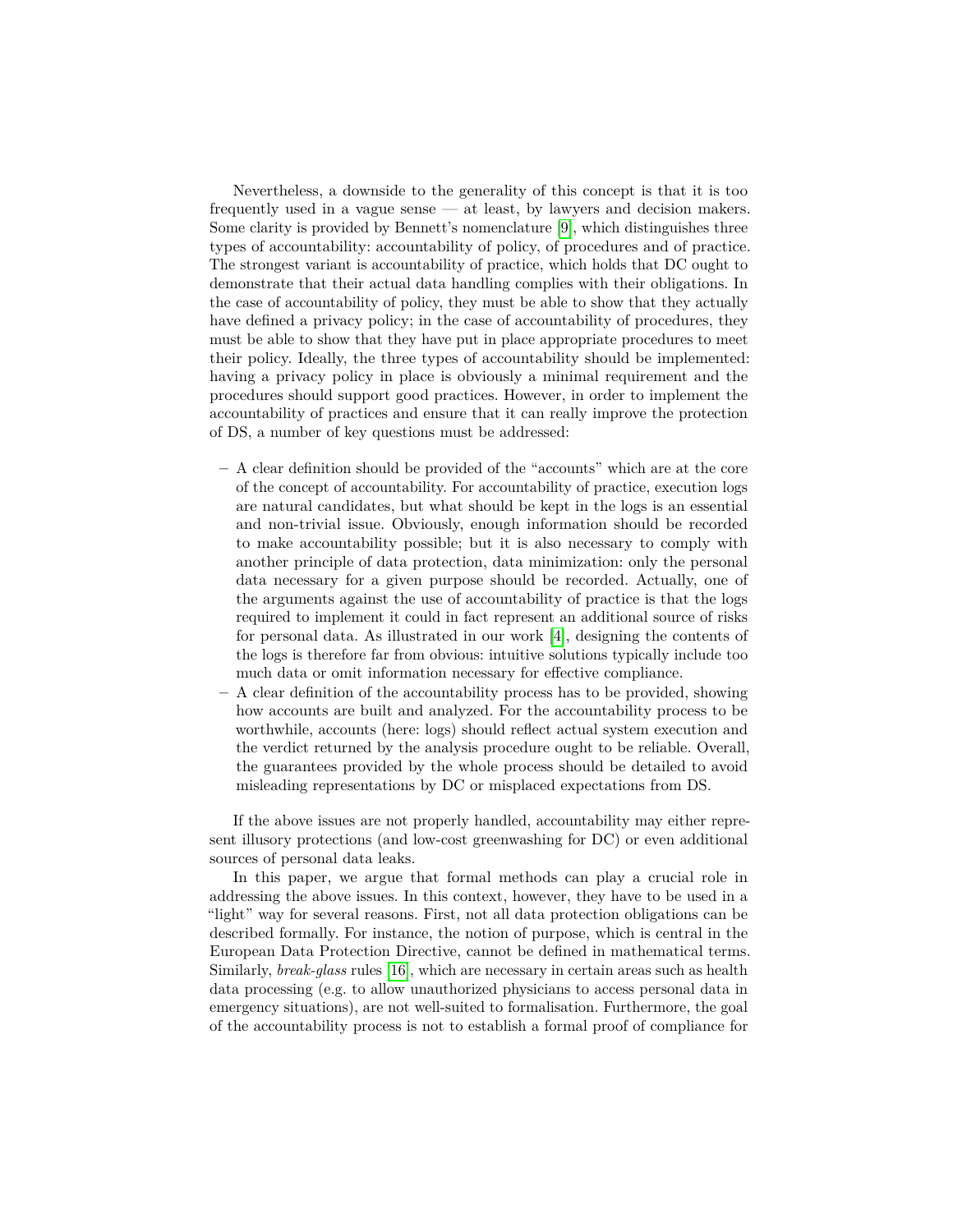Nevertheless, a downside to the generality of this concept is that it is too frequently used in a vague sense — at least, by lawyers and decision makers. Some clarity is provided by Bennett's nomenclature [9], which distinguishes three types of accountability: accountability of policy, of procedures and of practice. The strongest variant is accountability of practice, which holds that DC ought to demonstrate that their actual data handling complies with their obligations. In the case of accountability of policy, they must be able to show that they actually have defined a privacy policy; in the case of accountability of procedures, they must be able to show that they have put in place appropriate procedures to meet their policy. Ideally, the three types of accountability should be implemented: having a privacy policy in place is obviously a minimal requirement and the procedures should support good practices. However, in order to implement the accountability of practices and ensure that it can really improve the protection of DS, a number of key questions must be addressed:

– A clear definition should be provided of the "accounts" which are at the core of the concept of accountability. For accountability of practice, execution logs are natural candidates, but what should be kept in the logs is an essential and non-trivial issue. Obviously, enough information should be recorded to make accountability possible; but it is also necessary to comply with another principle of data protection, data minimization: only the personal data necessary for a given purpose should be recorded. Actually, one of the arguments against the use of accountability of practice is that the logs required to implement it could in fact represent an additional source of risks for personal data. As illustrated in our work [4], designing the contents of the logs is therefore far from obvious: intuitive solutions typically include too much data or omit information necessary for effective compliance.
– A clear definition of the accountability process has to be provided, showing how accounts are built and analyzed. For the accountability process to be worthwhile, accounts (here: logs) should reflect actual system execution and the verdict returned by the analysis procedure ought to be reliable. Overall, the guarantees provided by the whole process should be detailed to avoid misleading representations by DC or misplaced expectations from DS.

If the above issues are not properly handled, accountability may either represent illusory protections (and low-cost greenwashing for DC) or even additional sources of personal data leaks.

In this paper, we argue that formal methods can play a crucial role in addressing the above issues. In this context, however, they have to be used in a "light" way for several reasons. First, not all data protection obligations can be described formally. For instance, the notion of purpose, which is central in the European Data Protection Directive, cannot be defined in mathematical terms. Similarly, *break-glass* rules [16], which are necessary in certain areas such as health data processing (e.g. to allow unauthorized physicians to access personal data in emergency situations), are not well-suited to formalisation. Furthermore, the goal of the accountability process is not to establish a formal proof of compliance for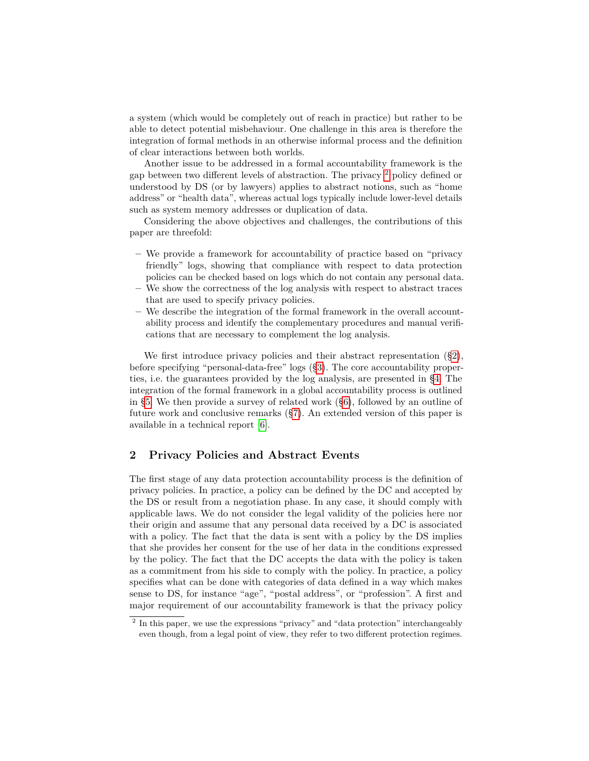a system (which would be completely out of reach in practice) but rather to be able to detect potential misbehaviour. One challenge in this area is therefore the integration of formal methods in an otherwise informal process and the definition of clear interactions between both worlds.

Another issue to be addressed in a formal accountability framework is the gap between two different levels of abstraction. The privacy [2] policy defined or understood by DS (or by lawyers) applies to abstract notions, such as "home address" or "health data", whereas actual logs typically include lower-level details such as system memory addresses or duplication of data.

Considering the above objectives and challenges, the contributions of this paper are threefold:

- We provide a framework for accountability of practice based on "privacy friendly" logs, showing that compliance with respect to data protection policies can be checked based on logs which do not contain any personal data.
- We show the correctness of the log analysis with respect to abstract traces that are used to specify privacy policies.
- We describe the integration of the formal framework in the overall accountability process and identify the complementary procedures and manual verifications that are necessary to complement the log analysis.

We first introduce privacy policies and their abstract representation (§2), before specifying "personal-data-free" logs (§3). The core accountability properties, i.e. the guarantees provided by the log analysis, are presented in §4. The integration of the formal framework in a global accountability process is outlined in §5. We then provide a survey of related work (§6), followed by an outline of future work and conclusive remarks (§7). An extended version of this paper is available in a technical report [6].

## 2 Privacy Policies and Abstract Events

The first stage of any data protection accountability process is the definition of privacy policies. In practice, a policy can be defined by the DC and accepted by the DS or result from a negotiation phase. In any case, it should comply with applicable laws. We do not consider the legal validity of the policies here nor their origin and assume that any personal data received by a DC is associated with a policy. The fact that the data is sent with a policy by the DS implies that she provides her consent for the use of her data in the conditions expressed by the policy. The fact that the DC accepts the data with the policy is taken as a commitment from his side to comply with the policy. In practice, a policy specifies what can be done with categories of data defined in a way which makes sense to DS, for instance "age", "postal address", or "profession". A first and major requirement of our accountability framework is that the privacy policy

[2] In this paper, we use the expressions "privacy" and "data protection" interchangeably even though, from a legal point of view, they refer to two different protection regimes.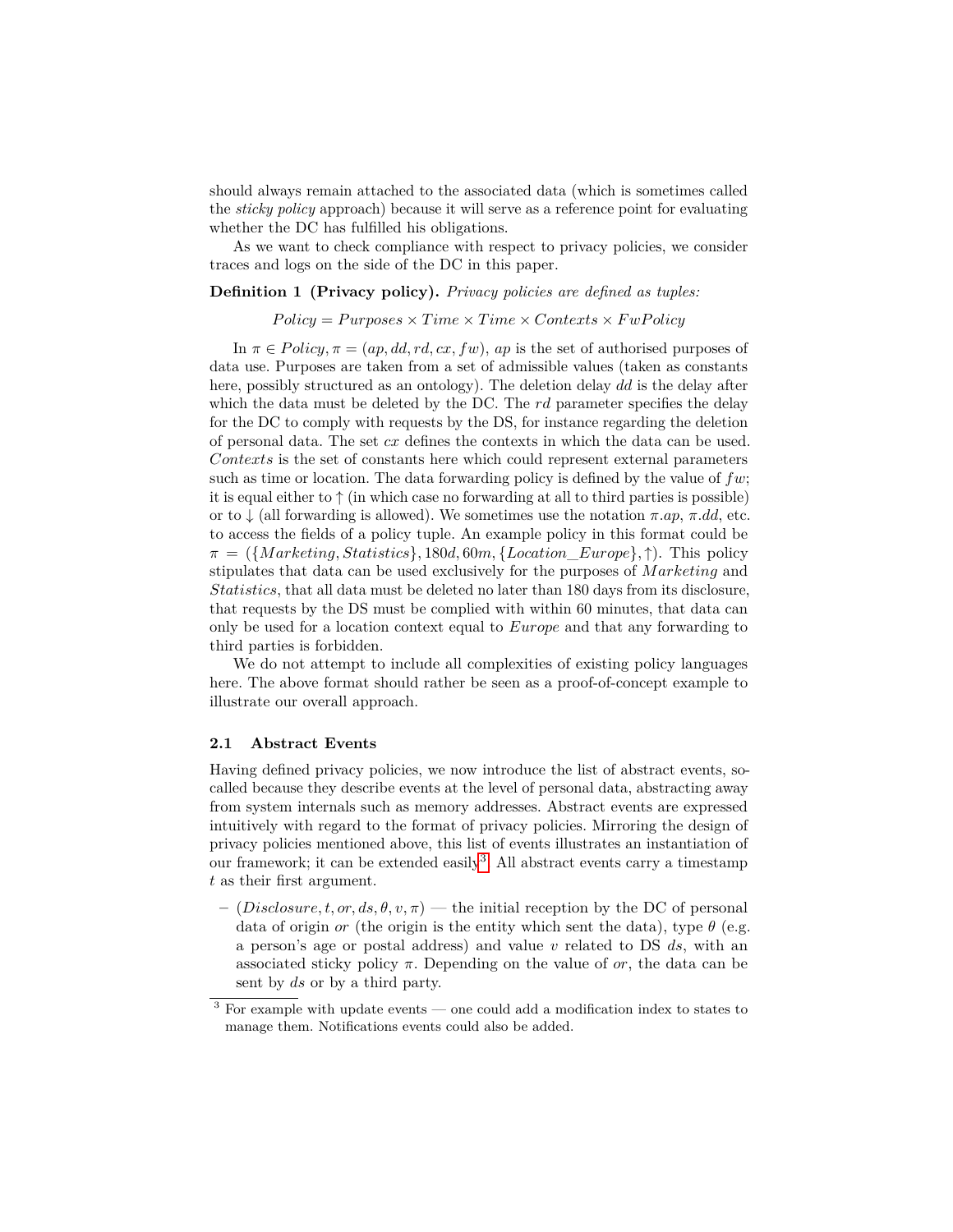should always remain attached to the associated data (which is sometimes called the *sticky policy* approach) because it will serve as a reference point for evaluating whether the DC has fulfilled his obligations.

As we want to check compliance with respect to privacy policies, we consider traces and logs on the side of the DC in this paper.

**Definition 1 (Privacy policy).** *Privacy policies are defined as tuples:*

$$Policy = Purposes \times Time \times Time \times Contexts \times FwPolicy$$

In $\pi \in Policy, \pi = (ap, dd, rd, cx, fw)$, $ap$ is the set of authorised purposes of data use. Purposes are taken from a set of admissible values (taken as constants here, possibly structured as an ontology). The deletion delay $dd$ is the delay after which the data must be deleted by the DC. The $rd$ parameter specifies the delay for the DC to comply with requests by the DS, for instance regarding the deletion of personal data. The set $cx$ defines the contexts in which the data can be used. $Contexts$ is the set of constants here which could represent external parameters such as time or location. The data forwarding policy is defined by the value of $fw$; it is equal either to $\uparrow$ (in which case no forwarding at all to third parties is possible) or to $\downarrow$ (all forwarding is allowed). We sometimes use the notation $\pi.ap$, $\pi.dd$, etc. to access the fields of a policy tuple. An example policy in this format could be $\pi = (\{Marketing, Statistics\}, 180d, 60m, \{Location\_Europe\}, \uparrow)$. This policy stipulates that data can be used exclusively for the purposes of $Marketing$ and $Statistics$, that all data must be deleted no later than 180 days from its disclosure, that requests by the DS must be complied with within 60 minutes, that data can only be used for a location context equal to $Europe$ and that any forwarding to third parties is forbidden.

We do not attempt to include all complexities of existing policy languages here. The above format should rather be seen as a proof-of-concept example to illustrate our overall approach.

### 2.1 Abstract Events

Having defined privacy policies, we now introduce the list of abstract events, so-called because they describe events at the level of personal data, abstracting away from system internals such as memory addresses. Abstract events are expressed intuitively with regard to the format of privacy policies. Mirroring the design of privacy policies mentioned above, this list of events illustrates an instantiation of our framework; it can be extended easily[3]. All abstract events carry a timestamp $t$ as their first argument.

- $(Disclosure, t, or, ds, \theta, v, \pi)$ — the initial reception by the DC of personal data of origin $or$ (the origin is the entity which sent the data), type $\theta$ (e.g. a person's age or postal address) and value $v$ related to DS $ds$, with an associated sticky policy $\pi$. Depending on the value of $or$, the data can be sent by $ds$ or by a third party.

[3] For example with update events — one could add a modification index to states to manage them. Notifications events could also be added.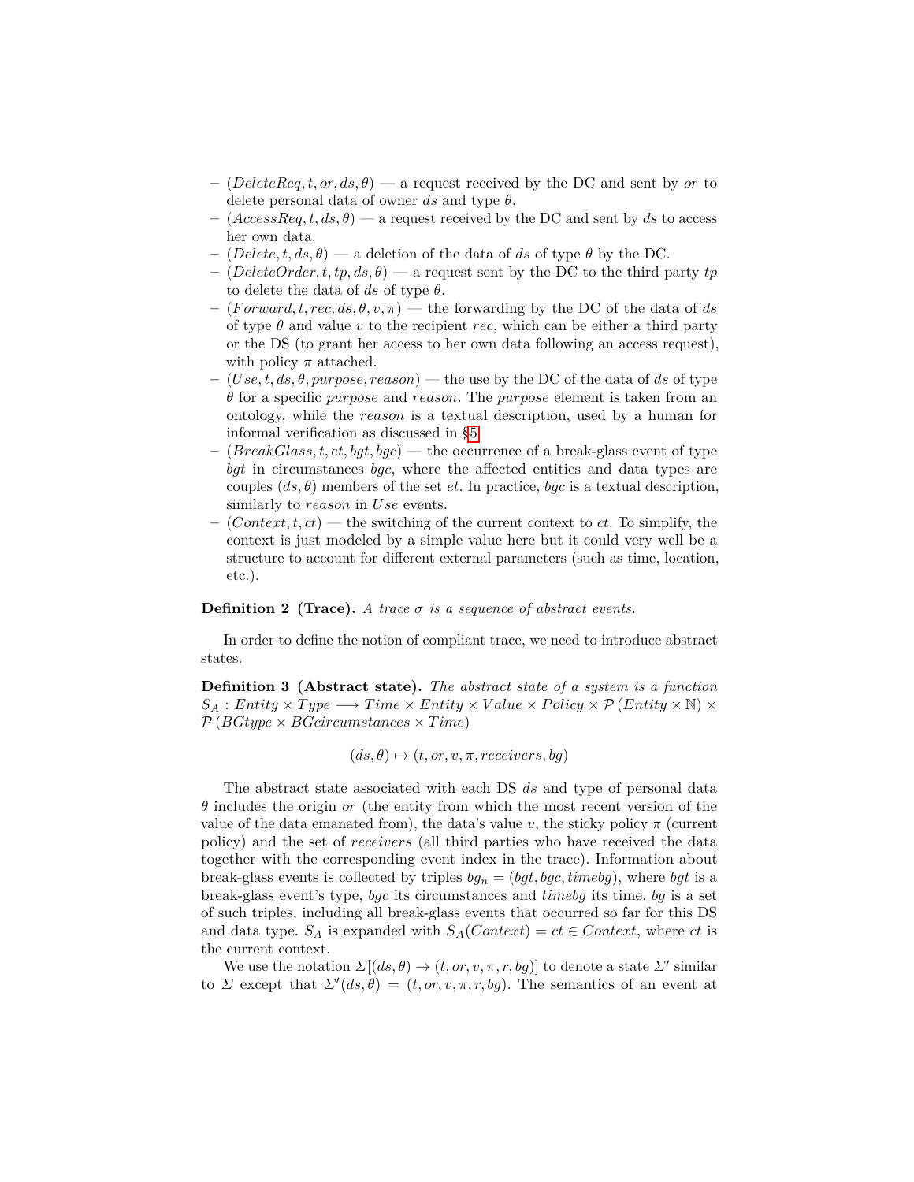- $(DeleteReq, t, or, ds, \theta)$ — a request received by the DC and sent by $or$ to delete personal data of owner $ds$ and type $\theta$.
- $(AccessReq, t, ds, \theta)$ — a request received by the DC and sent by $ds$ to access her own data.
- $(Delete, t, ds, \theta)$ — a deletion of the data of $ds$ of type $\theta$ by the DC.
- $(DeleteOrder, t, tp, ds, \theta)$ — a request sent by the DC to the third party $tp$ to delete the data of $ds$ of type $\theta$.
- $(Forward, t, rec, ds, \theta, v, \pi)$ — the forwarding by the DC of the data of $ds$ of type $\theta$ and value $v$ to the recipient $rec$, which can be either a third party or the DS (to grant her access to her own data following an access request), with policy $\pi$ attached.
- $(Use, t, ds, \theta, purpose, reason)$ — the use by the DC of the data of $ds$ of type $\theta$ for a specific $purpose$ and $reason$. The $purpose$ element is taken from an ontology, while the $reason$ is a textual description, used by a human for informal verification as discussed in §5.
- $(BreakGlass, t, et, bgt, bgc)$ — the occurrence of a break-glass event of type $bgt$ in circumstances $bgc$, where the affected entities and data types are couples $(ds, \theta)$ members of the set $et$. In practice, $bgc$ is a textual description, similarly to $reason$ in $Use$ events.
- $(Context, t, ct)$ — the switching of the current context to $ct$. To simplify, the context is just modeled by a simple value here but it could very well be a structure to account for different external parameters (such as time, location, etc.).

**Definition 2 (Trace).** *A trace $\sigma$ is a sequence of abstract events.*

In order to define the notion of compliant trace, we need to introduce abstract states.

**Definition 3 (Abstract state).** *The abstract state of a system is a function $S_A : Entity \times Type \longrightarrow Time \times Entity \times Value \times Policy \times \mathcal{P}(Entity \times \mathbb{N}) \times \mathcal{P}(BGtype \times BGcircumstances \times Time)$*

$$(ds, \theta) \mapsto (t, or, v, \pi, receivers, bg)$$

The abstract state associated with each DS $ds$ and type of personal data $\theta$ includes the origin $or$ (the entity from which the most recent version of the value of the data emanated from), the data's value $v$, the sticky policy $\pi$ (current policy) and the set of $receivers$ (all third parties who have received the data together with the corresponding event index in the trace). Information about break-glass events is collected by triples $bg_n = (bgt, bgc, timebg)$, where $bgt$ is a break-glass event's type, $bgc$ its circumstances and $timebg$ its time. $bg$ is a set of such triples, including all break-glass events that occurred so far for this DS and data type. $S_A$ is expanded with $S_A(Context) = ct \in Context$, where $ct$ is the current context.

We use the notation $\Sigma[(ds, \theta) \to (t, or, v, \pi, r, bg)]$ to denote a state $\Sigma'$ similar to $\Sigma$ except that $\Sigma'(ds, \theta) = (t, or, v, \pi, r, bg)$. The semantics of an event at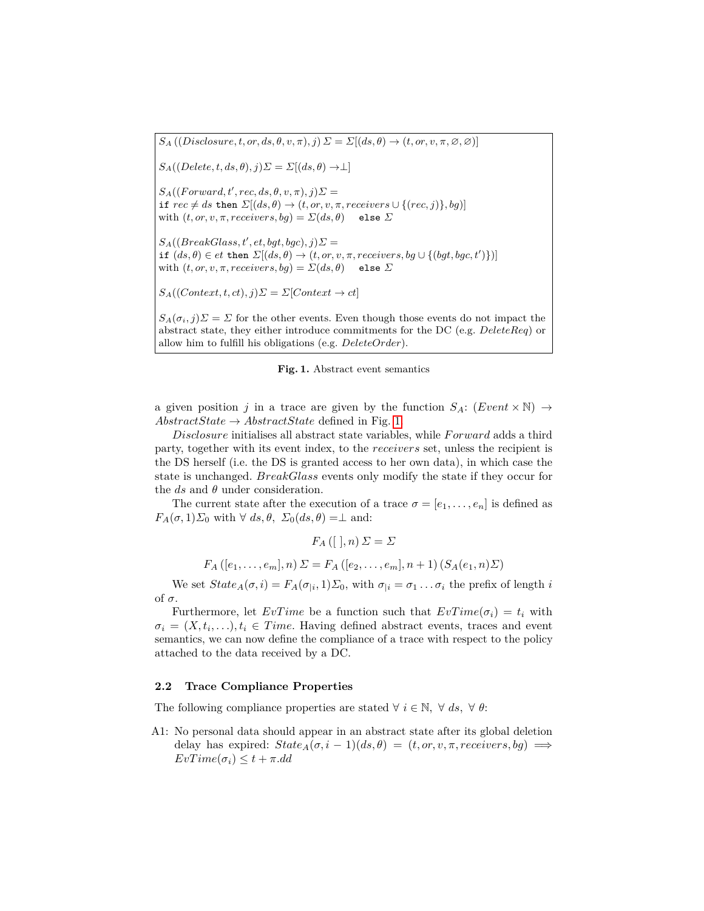$S_A((Disclosure, t, or, ds, \theta, v, \pi), j)\,\Sigma = \Sigma[(ds, \theta) \rightarrow (t, or, v, \pi, \varnothing, \varnothing)]$

$S_A((Delete, t, ds, \theta), j)\Sigma = \Sigma[(ds, \theta) \rightarrow \perp]$

$S_A((Forward, t', rec, ds, \theta, v, \pi), j)\Sigma =$
`if` $rec \neq ds$ `then` $\Sigma[(ds, \theta) \rightarrow (t, or, v, \pi, receivers \cup \{(rec, j)\}, bg)]$
with $(t, or, v, \pi, receivers, bg) = \Sigma(ds, \theta)$ `else` $\Sigma$

$S_A((BreakGlass, t', et, bgt, bgc), j)\Sigma =$
`if` $(ds, \theta) \in et$ `then` $\Sigma[(ds, \theta) \rightarrow (t, or, v, \pi, receivers, bg \cup \{(bgt, bgc, t')\})]$
with $(t, or, v, \pi, receivers, bg) = \Sigma(ds, \theta)$ `else` $\Sigma$

$S_A((Context, t, ct), j)\Sigma = \Sigma[Context \rightarrow ct]$

$S_A(\sigma_i, j)\Sigma = \Sigma$ for the other events. Even though those events do not impact the abstract state, they either introduce commitments for the DC (e.g. *DeleteReq*) or allow him to fulfill his obligations (e.g. *DeleteOrder*).

**Fig. 1.** Abstract event semantics

a given position $j$ in a trace are given by the function $S_A$: $(Event \times \mathbb{N}) \rightarrow AbstractState \rightarrow AbstractState$ defined in Fig. 1.

*Disclosure* initialises all abstract state variables, while *Forward* adds a third party, together with its event index, to the *receivers* set, unless the recipient is the DS herself (i.e. the DS is granted access to her own data), in which case the state is unchanged. *BreakGlass* events only modify the state if they occur for the $ds$ and $\theta$ under consideration.

The current state after the execution of a trace $\sigma = [e_1, \ldots, e_n]$ is defined as $F_A(\sigma, 1)\Sigma_0$ with $\forall\ ds, \theta,\ \Sigma_0(ds, \theta) = \perp$ and:

$$F_A\,([\,], n)\,\Sigma = \Sigma$$

$$F_A\,([e_1, \ldots, e_m], n)\,\Sigma = F_A\,([e_2, \ldots, e_m], n+1)\,(S_A(e_1, n)\Sigma)$$

We set $State_A(\sigma, i) = F_A(\sigma_{|i}, 1)\Sigma_0$, with $\sigma_{|i} = \sigma_1 \ldots \sigma_i$ the prefix of length $i$ of $\sigma$.

Furthermore, let $EvTime$ be a function such that $EvTime(\sigma_i) = t_i$ with $\sigma_i = (X, t_i, \ldots), t_i \in Time$. Having defined abstract events, traces and event semantics, we can now define the compliance of a trace with respect to the policy attached to the data received by a DC.

### 2.2 Trace Compliance Properties

The following compliance properties are stated $\forall\ i \in \mathbb{N},\ \forall\ ds,\ \forall\ \theta$:

A1: No personal data should appear in an abstract state after its global deletion delay has expired: $State_A(\sigma, i-1)(ds, \theta) = (t, or, v, receivers, bg) \implies EvTime(\sigma_i) \leq t + \pi.dd$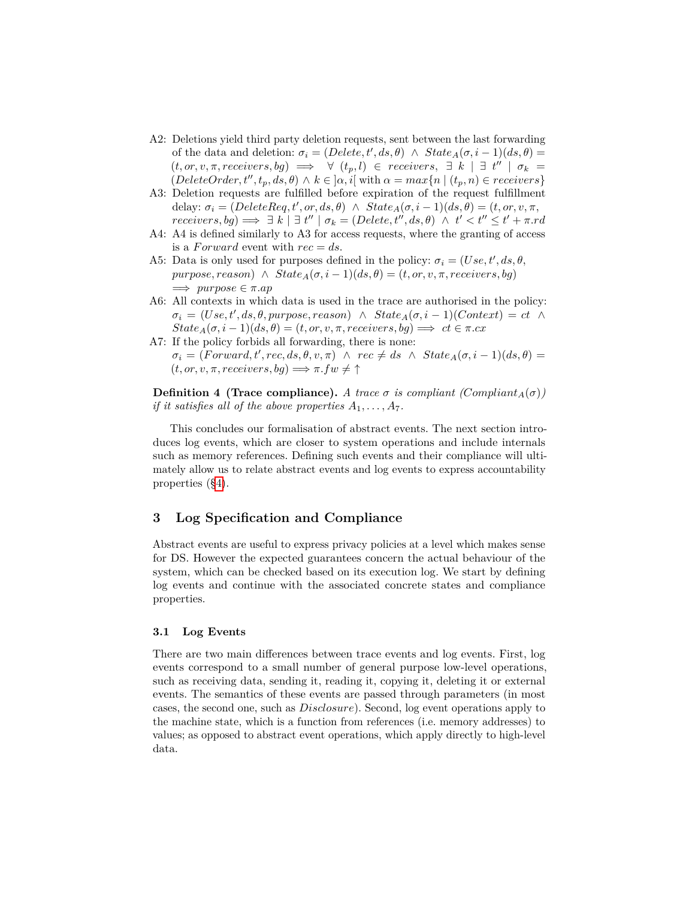A2: Deletions yield third party deletion requests, sent between the last forwarding of the data and deletion: $\sigma_i = (Delete, t', ds, \theta) \ \wedge \ State_A(\sigma, i-1)(ds, \theta) = (t, or, v, \pi, receivers, bg) \implies \forall \ (t_p, l) \in receivers, \ \exists \ k \mid \exists \ t'' \mid \sigma_k = (DeleteOrder, t'', t_p, ds, \theta) \wedge k \in ]\alpha, i[$ with $\alpha = max\{n \mid (t_p, n) \in receivers\}$

A3: Deletion requests are fulfilled before expiration of the request fulfillment delay: $\sigma_i = (DeleteReq, t', or, ds, \theta) \ \wedge \ State_A(\sigma, i-1)(ds, \theta) = (t, or, v, \pi, receivers, bg) \implies \exists \ k \mid \exists \ t'' \mid \sigma_k = (Delete, t'', ds, \theta) \ \wedge \ t' < t'' \leq t' + \pi.rd$

A4: A4 is defined similarly to A3 for access requests, where the granting of access is a *Forward* event with $rec = ds$.

A5: Data is only used for purposes defined in the policy: $\sigma_i = (Use, t', ds, \theta, purpose, reason) \ \wedge \ State_A(\sigma, i-1)(ds, \theta) = (t, or, v, \pi, receivers, bg) \implies purpose \in \pi.ap$

A6: All contexts in which data is used in the trace are authorised in the policy: $\sigma_i = (Use, t', ds, \theta, purpose, reason) \ \wedge \ State_A(\sigma, i-1)(Context) = ct \ \wedge \ State_A(\sigma, i-1)(ds, \theta) = (t, or, v, \pi, receivers, bg) \implies ct \in \pi.cx$

A7: If the policy forbids all forwarding, there is none: $\sigma_i = (Forward, t', rec, ds, \theta, v, \pi) \ \wedge \ rec \neq ds \ \wedge \ State_A(\sigma, i-1)(ds, \theta) = (t, or, v, \pi, receivers, bg) \implies \pi.fw \neq \uparrow$

**Definition 4 (Trace compliance).** *A trace $\sigma$ is compliant ($Compliant_A(\sigma)$) if it satisfies all of the above properties $A_1, \ldots, A_7$.*

This concludes our formalisation of abstract events. The next section introduces log events, which are closer to system operations and include internals such as memory references. Defining such events and their compliance will ultimately allow us to relate abstract events and log events to express accountability properties (§4).

## 3 Log Specification and Compliance

Abstract events are useful to express privacy policies at a level which makes sense for DS. However the expected guarantees concern the actual behaviour of the system, which can be checked based on its execution log. We start by defining log events and continue with the associated concrete states and compliance properties.

### 3.1 Log Events

There are two main differences between trace events and log events. First, log events correspond to a small number of general purpose low-level operations, such as receiving data, sending it, reading it, copying it, deleting it or external events. The semantics of these events are passed through parameters (in most cases, the second one, such as *Disclosure*). Second, log event operations apply to the machine state, which is a function from references (i.e. memory addresses) to values; as opposed to abstract event operations, which apply directly to high-level data.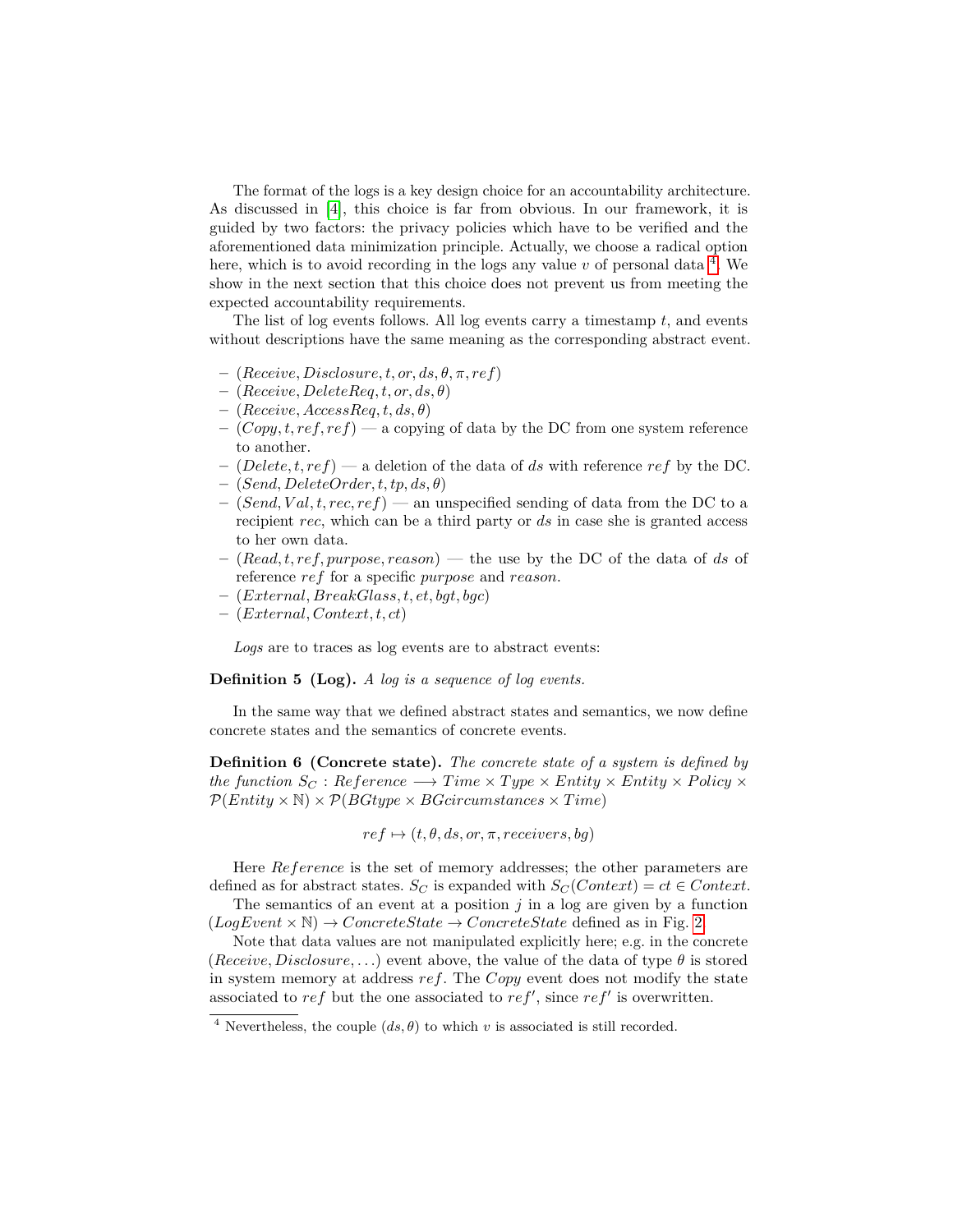The format of the logs is a key design choice for an accountability architecture. As discussed in [4], this choice is far from obvious. In our framework, it is guided by two factors: the privacy policies which have to be verified and the aforementioned data minimization principle. Actually, we choose a radical option here, which is to avoid recording in the logs any value $v$ of personal data [4]. We show in the next section that this choice does not prevent us from meeting the expected accountability requirements.

The list of log events follows. All log events carry a timestamp $t$, and events without descriptions have the same meaning as the corresponding abstract event.

- $(Receive, Disclosure, t, or, ds, \theta, \pi, ref)$
- $(Receive, DeleteReq, t, or, ds, \theta)$
- $(Receive, AccessReq, t, ds, \theta)$
- $(Copy, t, ref, ref)$ — a copying of data by the DC from one system reference to another.
- $(Delete, t, ref)$ — a deletion of the data of $ds$ with reference $ref$ by the DC.
- $(Send, DeleteOrder, t, tp, ds, \theta)$
- $(Send, Val, t, rec, ref)$ — an unspecified sending of data from the DC to a recipient $rec$, which can be a third party or $ds$ in case she is granted access to her own data.
- $(Read, t, ref, purpose, reason)$ — the use by the DC of the data of $ds$ of reference $ref$ for a specific $purpose$ and $reason$.
- $(External, BreakGlass, t, et, bgt, bgc)$
- $(External, Context, t, ct)$

*Logs* are to traces as log events are to abstract events:

**Definition 5 (Log).** *A log is a sequence of log events.*

In the same way that we defined abstract states and semantics, we now define concrete states and the semantics of concrete events.

**Definition 6 (Concrete state).** *The concrete state of a system is defined by the function* $S_C : Reference \longrightarrow Time \times Type \times Entity \times Entity \times Policy \times \mathcal{P}(Entity \times \mathbb{N}) \times \mathcal{P}(BGtype \times BGcircumstances \times Time)$

$$ref \mapsto (t, \theta, ds, or, \pi, receivers, bg)$$

Here $Reference$ is the set of memory addresses; the other parameters are defined as for abstract states. $S_C$ is expanded with $S_C(Context) = ct \in Context$.

The semantics of an event at a position $j$ in a log are given by a function $(LogEvent \times \mathbb{N}) \rightarrow ConcreteState \rightarrow ConcreteState$ defined as in Fig. 2.

Note that data values are not manipulated explicitly here; e.g. in the concrete $(Receive, Disclosure, \ldots)$ event above, the value of the data of type $\theta$ is stored in system memory at address $ref$. The $Copy$ event does not modify the state associated to $ref$ but the one associated to $ref'$, since $ref'$ is overwritten.

[4] Nevertheless, the couple $(ds, \theta)$ to which $v$ is associated is still recorded.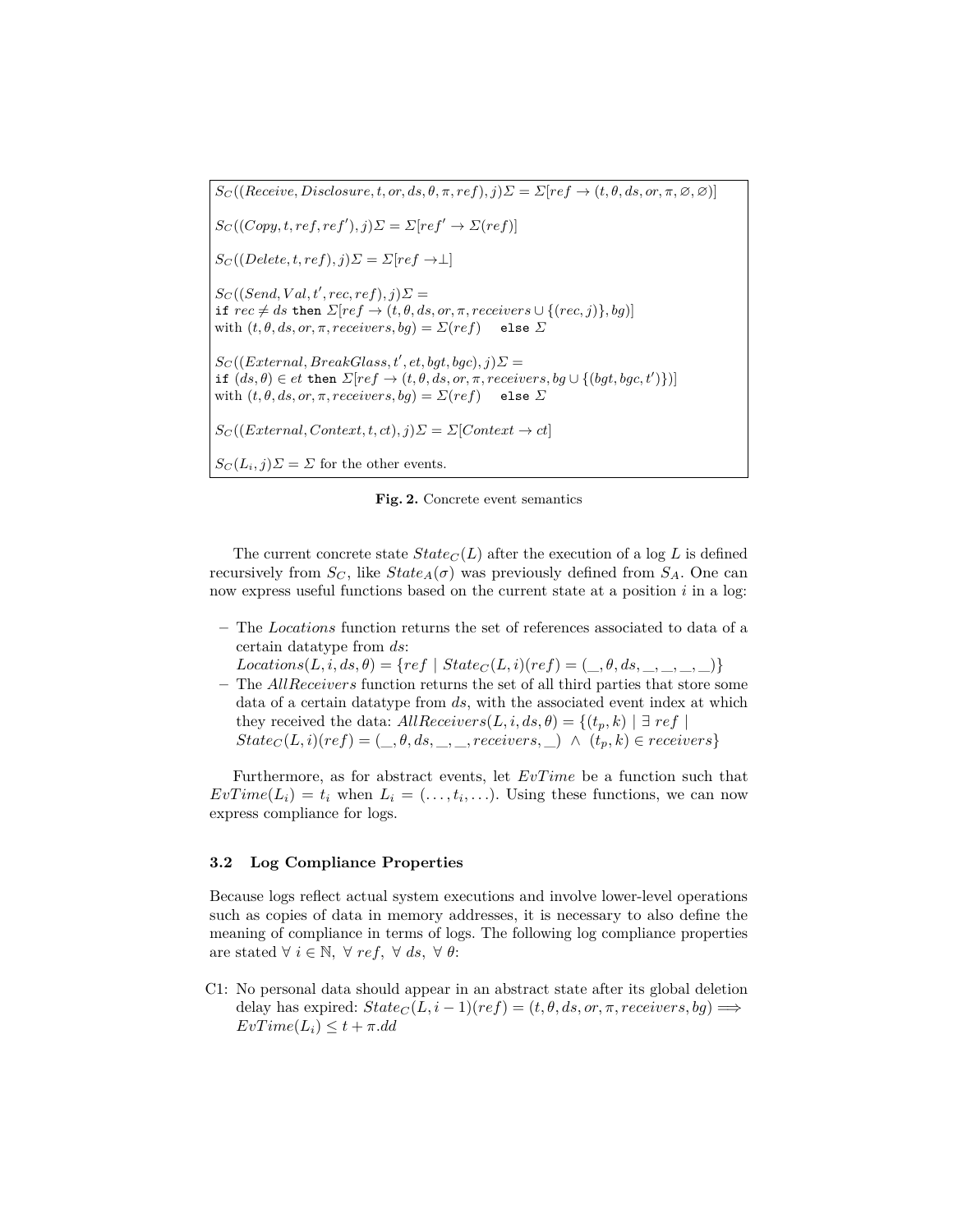$S_C((Receive, Disclosure, t, or, ds, \theta, \pi, ref), j)\Sigma = \Sigma[ref \to (t, \theta, ds, or, \pi, \varnothing, \varnothing)]$

$S_C((Copy, t, ref, ref'), j)\Sigma = \Sigma[ref' \to \Sigma(ref)]$

$S_C((Delete, t, ref), j)\Sigma = \Sigma[ref \to \perp]$

$S_C((Send, Val, t', rec, ref), j)\Sigma =$
`if` $rec \neq ds$ `then` $\Sigma[ref \to (t, \theta, ds, or, \pi, receivers \cup \{(rec, j)\}, bg)]$
with $(t, \theta, ds, or, \pi, receivers, bg) = \Sigma(ref)$ `else` $\Sigma$

$S_C((External, BreakGlass, t', et, bgt, bgc), j)\Sigma =$
`if` $(ds, \theta) \in et$ `then` $\Sigma[ref \to (t, \theta, ds, or, \pi, receivers, bg \cup \{(bgt, bgc, t')\})]$
with $(t, \theta, ds, or, \pi, receivers, bg) = \Sigma(ref)$ `else` $\Sigma$

$S_C((External, Context, t, ct), j)\Sigma = \Sigma[Context \to ct]$

$S_C(L_i, j)\Sigma = \Sigma$ for the other events.

**Fig. 2.** Concrete event semantics

The current concrete state $State_C(L)$ after the execution of a log $L$ is defined recursively from $S_C$, like $State_A(\sigma)$ was previously defined from $S_A$. One can now express useful functions based on the current state at a position $i$ in a log:

- The *Locations* function returns the set of references associated to data of a certain datatype from $ds$: $Locations(L, i, ds, \theta) = \{ref \mid State_C(L, i)(ref) = (\_, \theta, ds, \_, \_, \_, \_)\}$
- The *AllReceivers* function returns the set of all third parties that store some data of a certain datatype from $ds$, with the associated event index at which they received the data: $AllReceivers(L, i, ds, \theta) = \{(t_p, k) \mid \exists\ ref \mid State_C(L, i)(ref) = (\_, \theta, ds, \_, \_, receivers, \_) \ \wedge\ (t_p, k) \in receivers\}$

Furthermore, as for abstract events, let $EvTime$ be a function such that $EvTime(L_i) = t_i$ when $L_i = (\ldots, t_i, \ldots)$. Using these functions, we can now express compliance for logs.

### 3.2 Log Compliance Properties

Because logs reflect actual system executions and involve lower-level operations such as copies of data in memory addresses, it is necessary to also define the meaning of compliance in terms of logs. The following log compliance properties are stated $\forall\ i \in \mathbb{N},\ \forall\ ref,\ \forall\ ds,\ \forall\ \theta$:

C1: No personal data should appear in an abstract state after its global deletion delay has expired: $State_C(L, i-1)(ref) = (t, \theta, ds, or, \pi, receivers, bg) \Longrightarrow EvTime(L_i) \leq t + \pi.dd$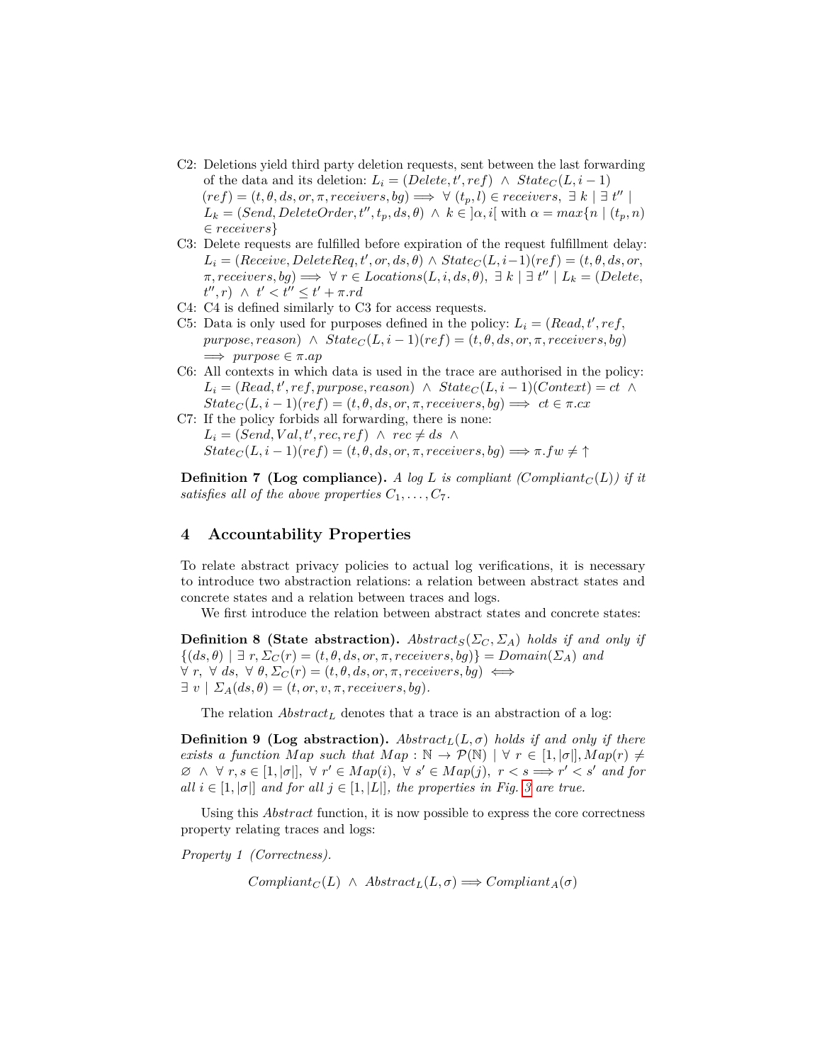C2: Deletions yield third party deletion requests, sent between the last forwarding of the data and its deletion: $L_i = (Delete, t', ref) \ \wedge \ State_C(L, i-1)(ref) = (t, \theta, ds, or, \pi, receivers, bg) \Longrightarrow \ \forall \ (t_p, l) \in receivers, \ \exists \ k \mid \exists \ t'' \mid L_k = (Send, DeleteOrder, t'', t_p, ds, \theta) \ \wedge \ k \in ]\alpha, i[$ with $\alpha = max\{n \mid (t_p, n) \in receivers\}$

C3: Delete requests are fulfilled before expiration of the request fulfillment delay: $L_i = (Receive, DeleteReq, t', or, ds, \theta) \wedge State_C(L, i-1)(ref) = (t, \theta, ds, or, \pi, receivers, bg) \Longrightarrow \ \forall \ r \in Locations(L, i, ds, \theta), \ \exists \ k \mid \exists \ t'' \mid L_k = (Delete, t'', r) \ \wedge \ t' < t'' \leq t' + \pi.rd$

C4: C4 is defined similarly to C3 for access requests.

C5: Data is only used for purposes defined in the policy: $L_i = (Read, t', ref, purpose, reason) \ \wedge \ State_C(L, i-1)(ref) = (t, \theta, ds, or, \pi, receivers, bg) \Longrightarrow \ purpose \in \pi.ap$

C6: All contexts in which data is used in the trace are authorised in the policy: $L_i = (Read, t', ref, purpose, reason) \ \wedge \ State_C(L, i-1)(Context) = ct \ \wedge \ State_C(L, i-1)(ref) = (t, \theta, ds, or, \pi, receivers, bg) \Longrightarrow \ ct \in \pi.cx$

C7: If the policy forbids all forwarding, there is none: $L_i = (Send, Val, t', rec, ref) \ \wedge \ rec \neq ds \ \wedge \ State_C(L, i-1)(ref) = (t, \theta, ds, or, \pi, receivers, bg) \Longrightarrow \pi.fw \neq \uparrow$

**Definition 7 (Log compliance).** *A log $L$ is compliant ($Compliant_C(L)$) if it satisfies all of the above properties $C_1, \ldots, C_7$.*

## 4 Accountability Properties

To relate abstract privacy policies to actual log verifications, it is necessary to introduce two abstraction relations: a relation between abstract states and concrete states and a relation between traces and logs.

We first introduce the relation between abstract states and concrete states:

**Definition 8 (State abstraction).** *$Abstract_S(\Sigma_C, \Sigma_A)$ holds if and only if $\{(ds, \theta) \mid \exists \ r, \Sigma_C(r) = (t, \theta, ds, or, \pi, receivers, bg)\} = Domain(\Sigma_A)$ and $\forall \ r, \ \forall \ ds, \ \forall \ \theta, \Sigma_C(r) = (t, \theta, ds, or, \pi, receivers, bg) \iff \exists \ v \mid \Sigma_A(ds, \theta) = (t, or, v, \pi, receivers, bg)$.*

The relation $Abstract_L$ denotes that a trace is an abstraction of a log:

**Definition 9 (Log abstraction).** *$Abstract_L(L, \sigma)$ holds if and only if there exists a function $Map$ such that $Map : \mathbb{N} \to \mathcal{P}(\mathbb{N}) \mid \forall \ r \in [1, |\sigma|], Map(r) \neq \varnothing \ \wedge \ \forall \ r, s \in [1, |\sigma|], \ \forall \ r' \in Map(i), \ \forall \ s' \in Map(j), \ r < s \Longrightarrow r' < s'$ and for all $i \in [1, |\sigma|]$ and for all $j \in [1, |L|]$, the properties in Fig. 3 are true.*

Using this *Abstract* function, it is now possible to express the core correctness property relating traces and logs:

*Property 1 (Correctness).*

$$Compliant_C(L) \ \wedge \ Abstract_L(L, \sigma) \Longrightarrow Compliant_A(\sigma)$$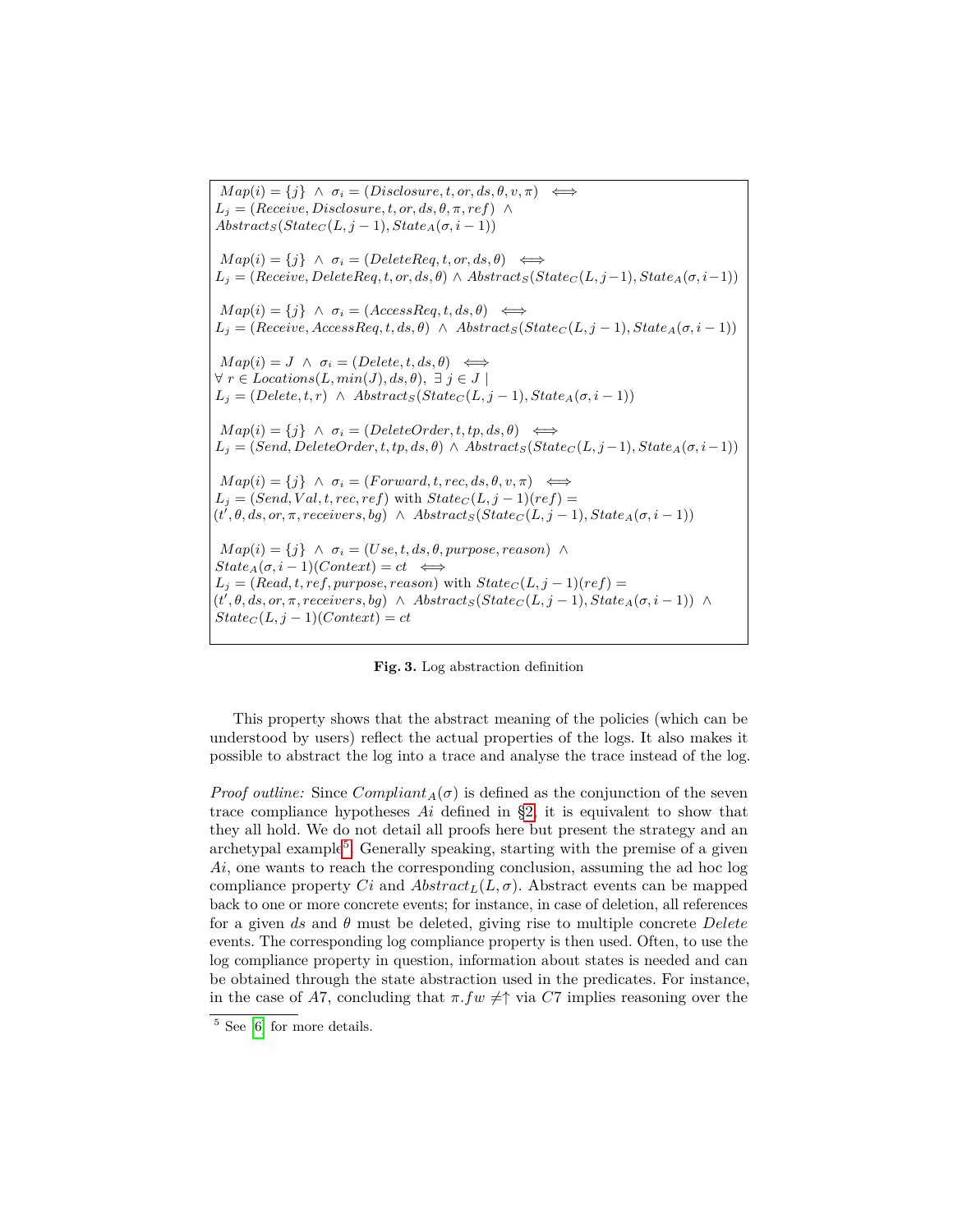$$Map(i) = \{j\} \ \wedge \ \sigma_i = (Disclosure, t, or, ds, \theta, v, \pi) \iff$$
$$L_j = (Receive, Disclosure, t, or, ds, \theta, \pi, ref) \ \wedge$$
$$Abstract_S(State_C(L, j-1), State_A(\sigma, i-1))$$

$$Map(i) = \{j\} \ \wedge \ \sigma_i = (DeleteReq, t, or, ds, \theta) \iff$$
$$L_j = (Receive, DeleteReq, t, or, ds, \theta) \wedge Abstract_S(State_C(L, j-1), State_A(\sigma, i-1))$$

$$Map(i) = \{j\} \ \wedge \ \sigma_i = (AccessReq, t, ds, \theta) \iff$$
$$L_j = (Receive, AccessReq, t, ds, \theta) \ \wedge \ Abstract_S(State_C(L, j-1), State_A(\sigma, i-1))$$

$$Map(i) = J \ \wedge \ \sigma_i = (Delete, t, ds, \theta) \iff$$
$$\forall \ r \in Locations(L, min(J), ds, \theta), \ \exists \ j \in J \ |$$
$$L_j = (Delete, t, r) \ \wedge \ Abstract_S(State_C(L, j-1), State_A(\sigma, i-1))$$

$$Map(i) = \{j\} \ \wedge \ \sigma_i = (DeleteOrder, t, tp, ds, \theta) \iff$$
$$L_j = (Send, DeleteOrder, t, tp, ds, \theta) \wedge Abstract_S(State_C(L, j-1), State_A(\sigma, i-1))$$

$$Map(i) = \{j\} \ \wedge \ \sigma_i = (Forward, t, rec, ds, \theta, v, \pi) \iff$$
$$L_j = (Send, Val, t, rec, ref) \text{ with } State_C(L, j-1)(ref) =$$
$$(t', \theta, ds, or, \pi, receivers, bg) \ \wedge \ Abstract_S(State_C(L, j-1), State_A(\sigma, i-1))$$

$$Map(i) = \{j\} \ \wedge \ \sigma_i = (Use, t, ds, \theta, purpose, reason) \ \wedge$$
$$State_A(\sigma, i-1)(Context) = ct \iff$$
$$L_j = (Read, t, ref, purpose, reason) \text{ with } State_C(L, j-1)(ref) =$$
$$(t', \theta, ds, or, \pi, receivers, bg) \ \wedge \ Abstract_S(State_C(L, j-1), State_A(\sigma, i-1)) \ \wedge$$
$$State_C(L, j-1)(Context) = ct$$

**Fig. 3.** Log abstraction definition

This property shows that the abstract meaning of the policies (which can be understood by users) reflect the actual properties of the logs. It also makes it possible to abstract the log into a trace and analyse the trace instead of the log.

*Proof outline:* Since $Compliant_A(\sigma)$ is defined as the conjunction of the seven trace compliance hypotheses $Ai$ defined in §2, it is equivalent to show that they all hold. We do not detail all proofs here but present the strategy and an archetypal example[5]. Generally speaking, starting with the premise of a given $Ai$, one wants to reach the corresponding conclusion, assuming the ad hoc log compliance property $Ci$ and $Abstract_L(L, \sigma)$. Abstract events can be mapped back to one or more concrete events; for instance, in case of deletion, all references for a given $ds$ and $\theta$ must be deleted, giving rise to multiple concrete *Delete* events. The corresponding log compliance property is then used. Often, to use the log compliance property in question, information about states is needed and can be obtained through the state abstraction used in the predicates. For instance, in the case of $A7$, concluding that $\pi.fw \neq \uparrow$ via $C7$ implies reasoning over the

[5] See [6] for more details.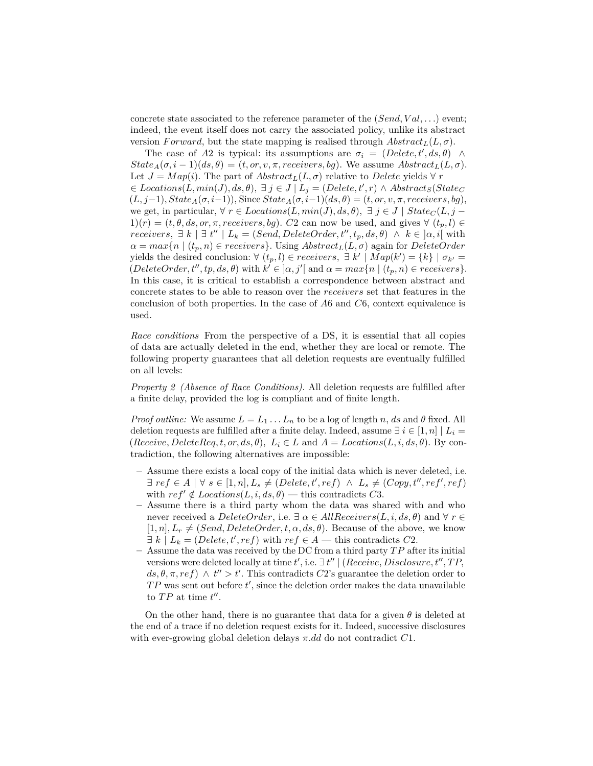concrete state associated to the reference parameter of the $(Send, Val, \ldots)$ event; indeed, the event itself does not carry the associated policy, unlike its abstract version $Forward$, but the state mapping is realised through $Abstract_L(L, \sigma)$.

The case of $A2$ is typical: its assumptions are $\sigma_i = (Delete, t', ds, \theta) \;\wedge\; State_A(\sigma, i-1)(ds, \theta) = (t, or, v, \pi, receivers, bg)$. We assume $Abstract_L(L, \sigma)$. Let $J = Map(i)$. The part of $Abstract_L(L, \sigma)$ relative to $Delete$ yields $\forall\, r \in Locations(L, min(J), ds, \theta),\ \exists\, j \in J \mid L_j = (Delete, t', r) \wedge Abstract_S(State_C(L, j-1), State_A(\sigma, i-1))$, Since $State_A(\sigma, i-1)(ds, \theta) = (t, or, v, \pi, receivers, bg)$, we get, in particular, $\forall\, r \in Locations(L, min(J), ds, \theta),\ \exists\, j \in J \mid State_C(L, j-1)(r) = (t, \theta, ds, or, \pi, receivers, bg)$. $C2$ can now be used, and gives $\forall\, (t_p, l) \in receivers,\ \exists\, k \mid \exists\, t'' \mid L_k = (Send, DeleteOrder, t'', t_p, ds, \theta) \;\wedge\; k \in ]\alpha, i[$ with $\alpha = max\{n \mid (t_p, n) \in receivers\}$. Using $Abstract_L(L, \sigma)$ again for $DeleteOrder$ yields the desired conclusion: $\forall\, (t_p, l) \in receivers,\ \exists\, k' \mid Map(k') = \{k\} \mid \sigma_{k'} = (DeleteOrder, t'', tp, ds, \theta)$ with $k' \in ]\alpha, j'[$ and $\alpha = max\{n \mid (t_p, n) \in receivers\}$. In this case, it is critical to establish a correspondence between abstract and concrete states to be able to reason over the *receivers* set that features in the conclusion of both properties. In the case of $A6$ and $C6$, context equivalence is used.

*Race conditions* From the perspective of a DS, it is essential that all copies of data are actually deleted in the end, whether they are local or remote. The following property guarantees that all deletion requests are eventually fulfilled on all levels:

*Property 2 (Absence of Race Conditions).* All deletion requests are fulfilled after a finite delay, provided the log is compliant and of finite length.

*Proof outline:* We assume $L = L_1 \ldots L_n$ to be a log of length $n$, $ds$ and $\theta$ fixed. All deletion requests are fulfilled after a finite delay. Indeed, assume $\exists\, i \in [1, n] \mid L_i = (Receive, DeleteReq, t, or, ds, \theta),\ L_i \in L$ and $A = Locations(L, i, ds, \theta)$. By contradiction, the following alternatives are impossible:

- Assume there exists a local copy of the initial data which is never deleted, i.e. $\exists\, ref \in A \mid \forall\, s \in [1, n], L_s \neq (Delete, t', ref) \;\wedge\; L_s \neq (Copy, t'', ref', ref)$ with $ref' \notin Locations(L, i, ds, \theta)$ — this contradicts $C3$.
- Assume there is a third party whom the data was shared with and who never received a $DeleteOrder$, i.e. $\exists\, \alpha \in AllReceivers(L, i, ds, \theta)$ and $\forall\, r \in [1, n], L_r \neq (Send, DeleteOrder, t, \alpha, ds, \theta)$. Because of the above, we know $\exists\, k \mid L_k = (Delete, t', ref)$ with $ref \in A$ — this contradicts $C2$.
- Assume the data was received by the DC from a third party $TP$ after its initial versions were deleted locally at time $t'$, i.e. $\exists\, t'' \mid (Receive, Disclosure, t'', TP, ds, \theta, \pi, ref) \;\wedge\; t'' > t'$. This contradicts $C2$'s guarantee the deletion order to $TP$ was sent out before $t'$, since the deletion order makes the data unavailable to $TP$ at time $t''$.

On the other hand, there is no guarantee that data for a given $\theta$ is deleted at the end of a trace if no deletion request exists for it. Indeed, successive disclosures with ever-growing global deletion delays $\pi.dd$ do not contradict $C1$.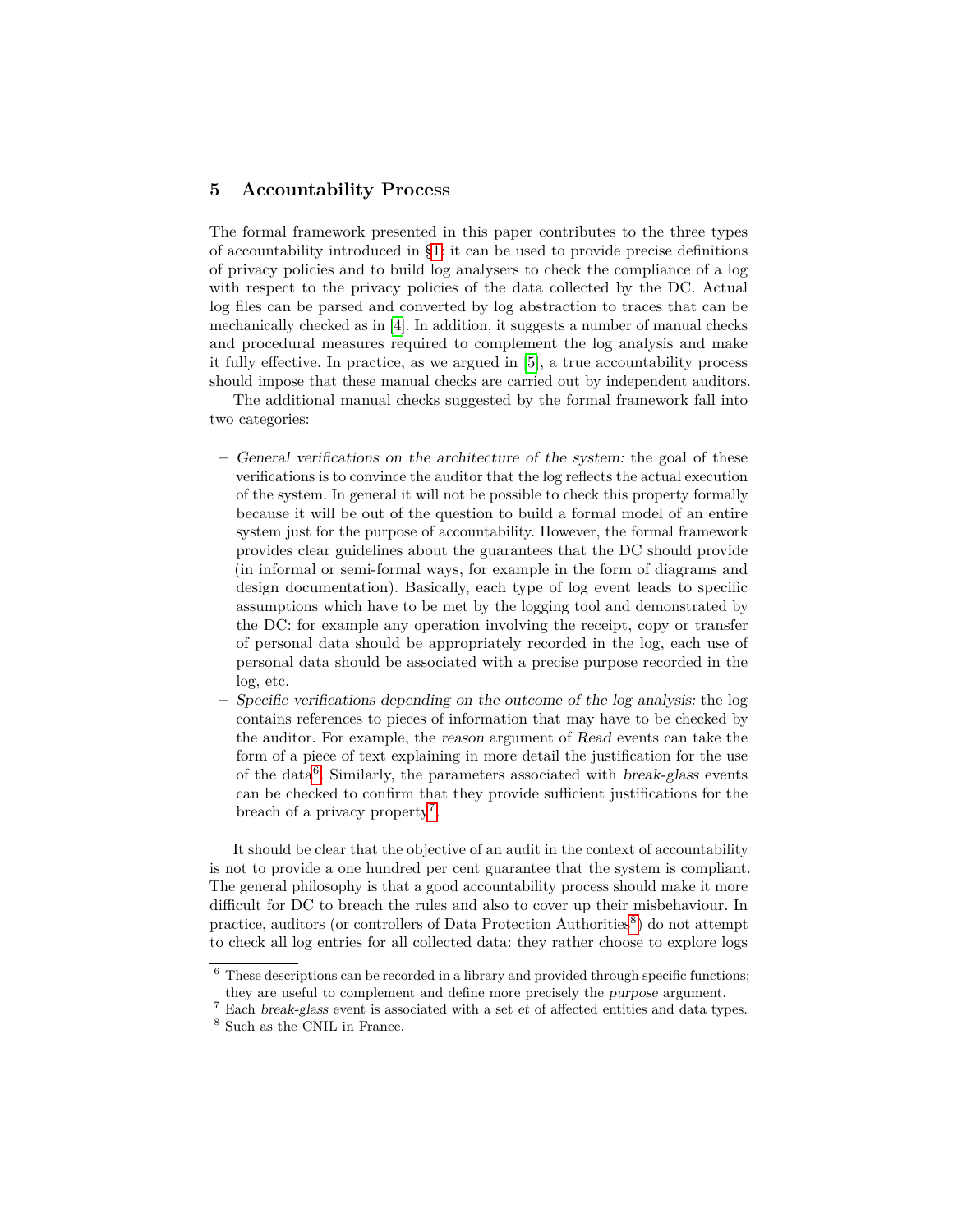## 5 Accountability Process

The formal framework presented in this paper contributes to the three types of accountability introduced in §1: it can be used to provide precise definitions of privacy policies and to build log analysers to check the compliance of a log with respect to the privacy policies of the data collected by the DC. Actual log files can be parsed and converted by log abstraction to traces that can be mechanically checked as in [4]. In addition, it suggests a number of manual checks and procedural measures required to complement the log analysis and make it fully effective. In practice, as we argued in [5], a true accountability process should impose that these manual checks are carried out by independent auditors.

The additional manual checks suggested by the formal framework fall into two categories:

- *General verifications on the architecture of the system:* the goal of these verifications is to convince the auditor that the log reflects the actual execution of the system. In general it will not be possible to check this property formally because it will be out of the question to build a formal model of an entire system just for the purpose of accountability. However, the formal framework provides clear guidelines about the guarantees that the DC should provide (in informal or semi-formal ways, for example in the form of diagrams and design documentation). Basically, each type of log event leads to specific assumptions which have to be met by the logging tool and demonstrated by the DC: for example any operation involving the receipt, copy or transfer of personal data should be appropriately recorded in the log, each use of personal data should be associated with a precise purpose recorded in the log, etc.
- *Specific verifications depending on the outcome of the log analysis:* the log contains references to pieces of information that may have to be checked by the auditor. For example, the *reason* argument of *Read* events can take the form of a piece of text explaining in more detail the justification for the use of the data[6]. Similarly, the parameters associated with *break-glass* events can be checked to confirm that they provide sufficient justifications for the breach of a privacy property[7].

It should be clear that the objective of an audit in the context of accountability is not to provide a one hundred per cent guarantee that the system is compliant. The general philosophy is that a good accountability process should make it more difficult for DC to breach the rules and also to cover up their misbehaviour. In practice, auditors (or controllers of Data Protection Authorities[8]) do not attempt to check all log entries for all collected data: they rather choose to explore logs

---

[6] These descriptions can be recorded in a library and provided through specific functions; they are useful to complement and define more precisely the *purpose* argument.

[7] Each *break-glass* event is associated with a set *et* of affected entities and data types.

[8] Such as the CNIL in France.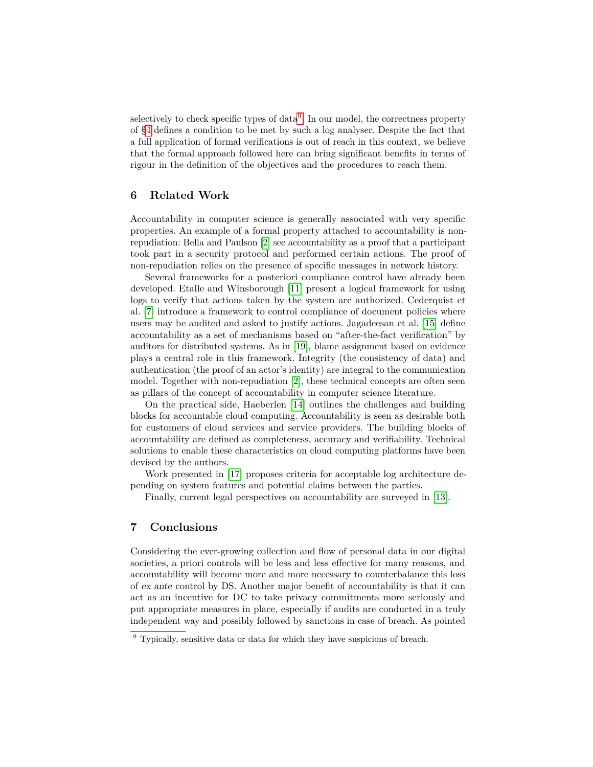selectively to check specific types of data[9]. In our model, the correctness property of §4 defines a condition to be met by such a log analyser. Despite the fact that a full application of formal verifications is out of reach in this context, we believe that the formal approach followed here can bring significant benefits in terms of rigour in the definition of the objectives and the procedures to reach them.

## 6 Related Work

Accountability in computer science is generally associated with very specific properties. An example of a formal property attached to accountability is non-repudiation: Bella and Paulson [2] see accountability as a proof that a participant took part in a security protocol and performed certain actions. The proof of non-repudiation relies on the presence of specific messages in network history.

Several frameworks for a posteriori compliance control have already been developed. Etalle and Winsborough [11] present a logical framework for using logs to verify that actions taken by the system are authorized. Cederquist et al. [7] introduce a framework to control compliance of document policies where users may be audited and asked to justify actions. Jagadeesan et al. [15] define accountability as a set of mechanisms based on "after-the-fact verification" by auditors for distributed systems. As in [19], blame assignment based on evidence plays a central role in this framework. Integrity (the consistency of data) and authentication (the proof of an actor's identity) are integral to the communication model. Together with non-repudiation [2], these technical concepts are often seen as pillars of the concept of accountability in computer science literature.

On the practical side, Haeberlen [14] outlines the challenges and building blocks for accountable cloud computing. Accountability is seen as desirable both for customers of cloud services and service providers. The building blocks of accountability are defined as completeness, accuracy and verifiability. Technical solutions to enable these characteristics on cloud computing platforms have been devised by the authors.

Work presented in [17] proposes criteria for acceptable log architecture depending on system features and potential claims between the parties.

Finally, current legal perspectives on accountability are surveyed in [13].

## 7 Conclusions

Considering the ever-growing collection and flow of personal data in our digital societies, a priori controls will be less and less effective for many reasons, and accountability will become more and more necessary to counterbalance this loss of *ex ante* control by DS. Another major benefit of accountability is that it can act as an incentive for DC to take privacy commitments more seriously and put appropriate measures in place, especially if audits are conducted in a truly independent way and possibly followed by sanctions in case of breach. As pointed

[9] Typically, sensitive data or data for which they have suspicions of breach.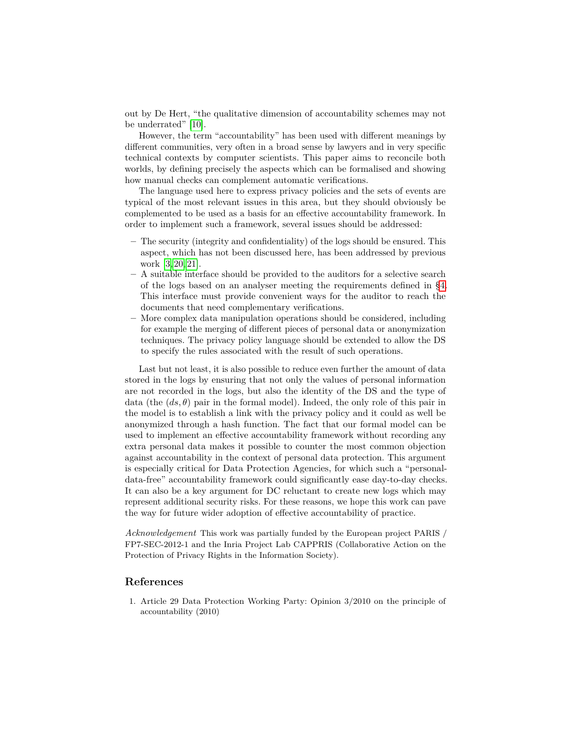out by De Hert, "the qualitative dimension of accountability schemes may not be underrated" [10].

However, the term "accountability" has been used with different meanings by different communities, very often in a broad sense by lawyers and in very specific technical contexts by computer scientists. This paper aims to reconcile both worlds, by defining precisely the aspects which can be formalised and showing how manual checks can complement automatic verifications.

The language used here to express privacy policies and the sets of events are typical of the most relevant issues in this area, but they should obviously be complemented to be used as a basis for an effective accountability framework. In order to implement such a framework, several issues should be addressed:

- The security (integrity and confidentiality) of the logs should be ensured. This aspect, which has not been discussed here, has been addressed by previous work [3,20,21].
- A suitable interface should be provided to the auditors for a selective search of the logs based on an analyser meeting the requirements defined in §4. This interface must provide convenient ways for the auditor to reach the documents that need complementary verifications.
- More complex data manipulation operations should be considered, including for example the merging of different pieces of personal data or anonymization techniques. The privacy policy language should be extended to allow the DS to specify the rules associated with the result of such operations.

Last but not least, it is also possible to reduce even further the amount of data stored in the logs by ensuring that not only the values of personal information are not recorded in the logs, but also the identity of the DS and the type of data (the $(ds, \theta)$ pair in the formal model). Indeed, the only role of this pair in the model is to establish a link with the privacy policy and it could as well be anonymized through a hash function. The fact that our formal model can be used to implement an effective accountability framework without recording any extra personal data makes it possible to counter the most common objection against accountability in the context of personal data protection. This argument is especially critical for Data Protection Agencies, for which such a "personal-data-free" accountability framework could significantly ease day-to-day checks. It can also be a key argument for DC reluctant to create new logs which may represent additional security risks. For these reasons, we hope this work can pave the way for future wider adoption of effective accountability of practice.

*Acknowledgement* This work was partially funded by the European project PARIS / FP7-SEC-2012-1 and the Inria Project Lab CAPPRIS (Collaborative Action on the Protection of Privacy Rights in the Information Society).

## References

1. Article 29 Data Protection Working Party: Opinion 3/2010 on the principle of accountability (2010)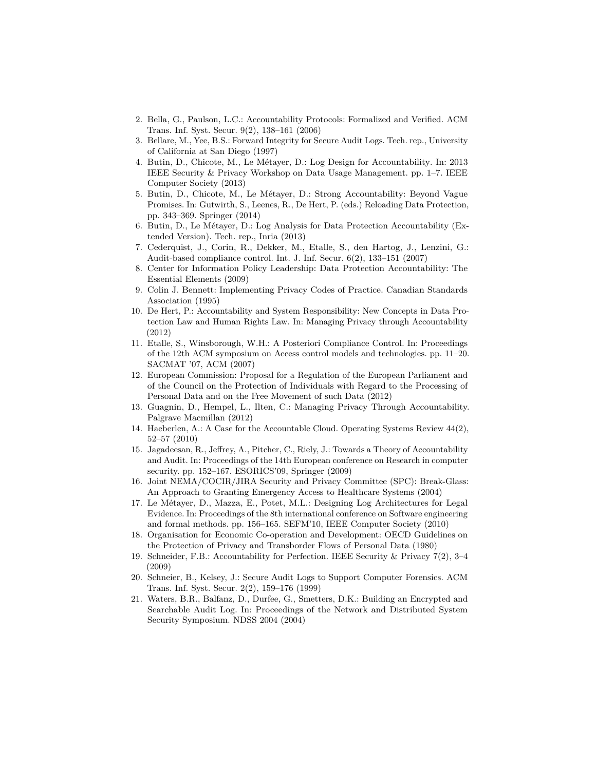2. Bella, G., Paulson, L.C.: Accountability Protocols: Formalized and Verified. ACM Trans. Inf. Syst. Secur. 9(2), 138–161 (2006)
3. Bellare, M., Yee, B.S.: Forward Integrity for Secure Audit Logs. Tech. rep., University of California at San Diego (1997)
4. Butin, D., Chicote, M., Le Métayer, D.: Log Design for Accountability. In: 2013 IEEE Security & Privacy Workshop on Data Usage Management. pp. 1–7. IEEE Computer Society (2013)
5. Butin, D., Chicote, M., Le Métayer, D.: Strong Accountability: Beyond Vague Promises. In: Gutwirth, S., Leenes, R., De Hert, P. (eds.) Reloading Data Protection, pp. 343–369. Springer (2014)
6. Butin, D., Le Métayer, D.: Log Analysis for Data Protection Accountability (Extended Version). Tech. rep., Inria (2013)
7. Cederquist, J., Corin, R., Dekker, M., Etalle, S., den Hartog, J., Lenzini, G.: Audit-based compliance control. Int. J. Inf. Secur. 6(2), 133–151 (2007)
8. Center for Information Policy Leadership: Data Protection Accountability: The Essential Elements (2009)
9. Colin J. Bennett: Implementing Privacy Codes of Practice. Canadian Standards Association (1995)
10. De Hert, P.: Accountability and System Responsibility: New Concepts in Data Protection Law and Human Rights Law. In: Managing Privacy through Accountability (2012)
11. Etalle, S., Winsborough, W.H.: A Posteriori Compliance Control. In: Proceedings of the 12th ACM symposium on Access control models and technologies. pp. 11–20. SACMAT '07, ACM (2007)
12. European Commission: Proposal for a Regulation of the European Parliament and of the Council on the Protection of Individuals with Regard to the Processing of Personal Data and on the Free Movement of such Data (2012)
13. Guagnin, D., Hempel, L., Ilten, C.: Managing Privacy Through Accountability. Palgrave Macmillan (2012)
14. Haeberlen, A.: A Case for the Accountable Cloud. Operating Systems Review 44(2), 52–57 (2010)
15. Jagadeesan, R., Jeffrey, A., Pitcher, C., Riely, J.: Towards a Theory of Accountability and Audit. In: Proceedings of the 14th European conference on Research in computer security. pp. 152–167. ESORICS'09, Springer (2009)
16. Joint NEMA/COCIR/JIRA Security and Privacy Committee (SPC): Break-Glass: An Approach to Granting Emergency Access to Healthcare Systems (2004)
17. Le Métayer, D., Mazza, E., Potet, M.L.: Designing Log Architectures for Legal Evidence. In: Proceedings of the 8th international conference on Software engineering and formal methods. pp. 156–165. SEFM'10, IEEE Computer Society (2010)
18. Organisation for Economic Co-operation and Development: OECD Guidelines on the Protection of Privacy and Transborder Flows of Personal Data (1980)
19. Schneider, F.B.: Accountability for Perfection. IEEE Security & Privacy 7(2), 3–4 (2009)
20. Schneier, B., Kelsey, J.: Secure Audit Logs to Support Computer Forensics. ACM Trans. Inf. Syst. Secur. 2(2), 159–176 (1999)
21. Waters, B.R., Balfanz, D., Durfee, G., Smetters, D.K.: Building an Encrypted and Searchable Audit Log. In: Proceedings of the Network and Distributed System Security Symposium. NDSS 2004 (2004)